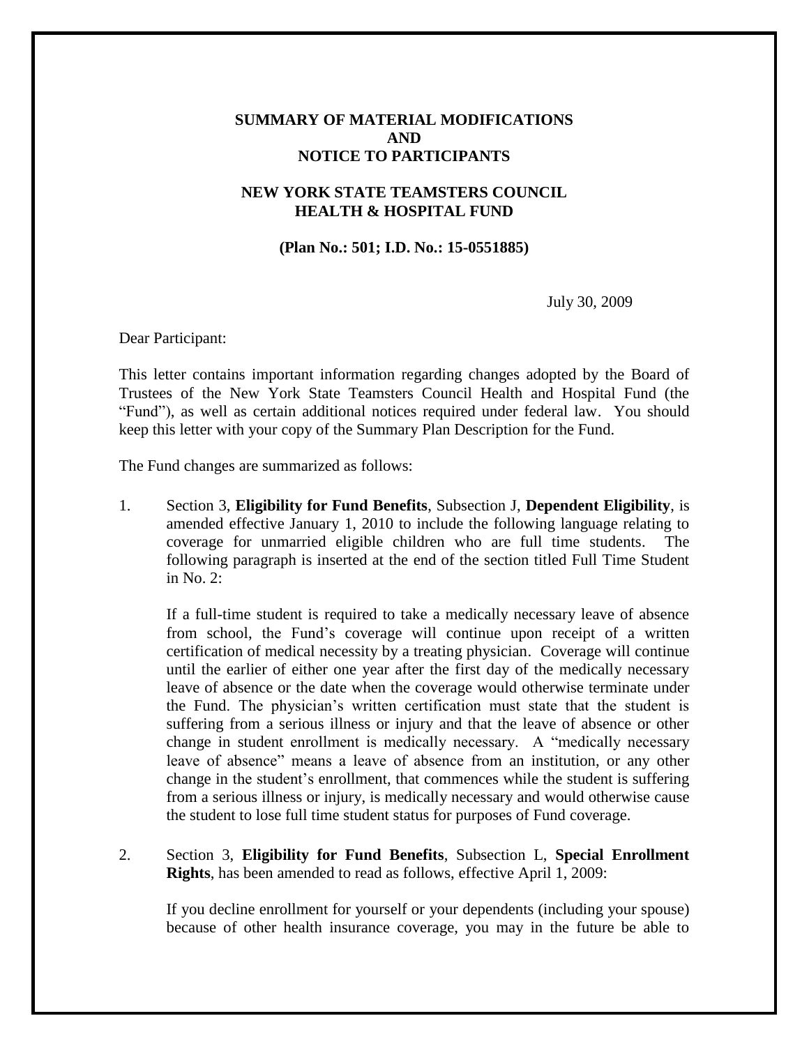# SUMMARY OF MATERIAL MODIFICATIONS AND NOTICE TO PARTICIPANTS

## NEW YORK STATE TEAMSTERS COUNCIL HEALTH & HOSPITAL FUND

**(Plan No.: 501; I.D. No.: 15-0551885)**

July 30, 2009

Dear Participant:

This letter contains important information regarding changes adopted by the Board of Trustees of the New York State Teamsters Council Health and Hospital Fund (the "Fund"), as well as certain additional notices required under federal law. You should keep this letter with your copy of the Summary Plan Description for the Fund.

The Fund changes are summarized as follows:

1. Section 3, **Eligibility for Fund Benefits**, Subsection J, **Dependent Eligibility**, is amended effective January 1, 2010 to include the following language relating to coverage for unmarried eligible children who are full time students. The following paragraph is inserted at the end of the section titled Full Time Student in No. 2:

   If a full-time student is required to take a medically necessary leave of absence from school, the Fund's coverage will continue upon receipt of a written certification of medical necessity by a treating physician. Coverage will continue until the earlier of either one year after the first day of the medically necessary leave of absence or the date when the coverage would otherwise terminate under the Fund. The physician's written certification must state that the student is suffering from a serious illness or injury and that the leave of absence or other change in student enrollment is medically necessary. A "medically necessary leave of absence" means a leave of absence from an institution, or any other change in the student's enrollment, that commences while the student is suffering from a serious illness or injury, is medically necessary and would otherwise cause the student to lose full time student status for purposes of Fund coverage.

2. Section 3, **Eligibility for Fund Benefits**, Subsection L, **Special Enrollment Rights**, has been amended to read as follows, effective April 1, 2009:

   If you decline enrollment for yourself or your dependents (including your spouse) because of other health insurance coverage, you may in the future be able to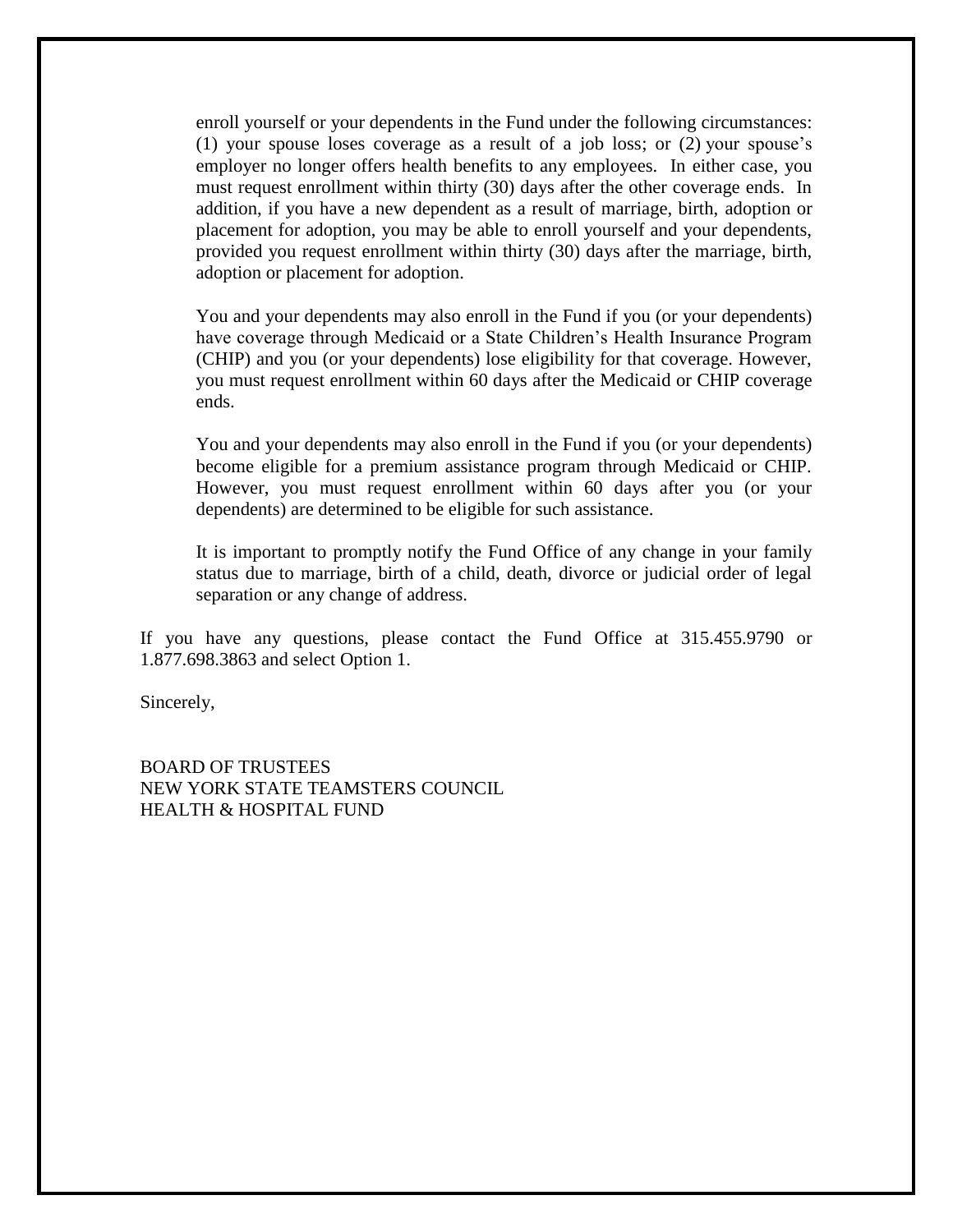enroll yourself or your dependents in the Fund under the following circumstances: (1) your spouse loses coverage as a result of a job loss; or (2) your spouse's employer no longer offers health benefits to any employees. In either case, you must request enrollment within thirty (30) days after the other coverage ends. In addition, if you have a new dependent as a result of marriage, birth, adoption or placement for adoption, you may be able to enroll yourself and your dependents, provided you request enrollment within thirty (30) days after the marriage, birth, adoption or placement for adoption.

You and your dependents may also enroll in the Fund if you (or your dependents) have coverage through Medicaid or a State Children's Health Insurance Program (CHIP) and you (or your dependents) lose eligibility for that coverage. However, you must request enrollment within 60 days after the Medicaid or CHIP coverage ends.

You and your dependents may also enroll in the Fund if you (or your dependents) become eligible for a premium assistance program through Medicaid or CHIP. However, you must request enrollment within 60 days after you (or your dependents) are determined to be eligible for such assistance.

It is important to promptly notify the Fund Office of any change in your family status due to marriage, birth of a child, death, divorce or judicial order of legal separation or any change of address.

If you have any questions, please contact the Fund Office at 315.455.9790 or 1.877.698.3863 and select Option 1.

Sincerely,

BOARD OF TRUSTEES
NEW YORK STATE TEAMSTERS COUNCIL
HEALTH & HOSPITAL FUND